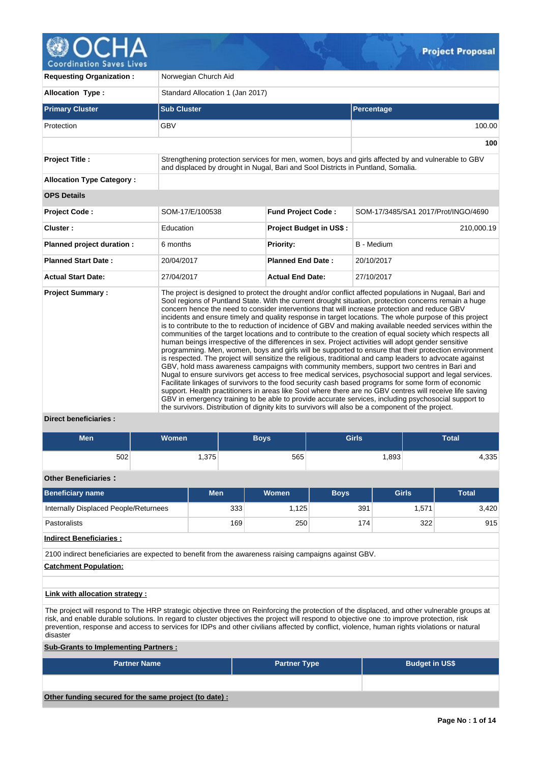# OCHA Coordination Saves Lives — Project Proposal

| | |
|---|---|
| **Requesting Organization :** | Norwegian Church Aid |
| **Allocation Type :** | Standard Allocation 1 (Jan 2017) |

| Primary Cluster | Sub Cluster | Percentage |
|---|---|---|
| Protection | GBV | 100.00 |
| | | **100** |

| | |
|---|---|
| **Project Title :** | Strengthening protection services for men, women, boys and girls affected by and vulnerable to GBV and displaced by drought in Nugal, Bari and Sool Districts in Puntland, Somalia. |
| **Allocation Type Category :** | |

**OPS Details**

| | | | |
|---|---|---|---|
| **Project Code :** | SOM-17/E/100538 | **Fund Project Code :** | SOM-17/3485/SA1 2017/Prot/INGO/4690 |
| **Cluster :** | Education | **Project Budget in US$ :** | 210,000.19 |
| **Planned project duration :** | 6 months | **Priority:** | B - Medium |
| **Planned Start Date :** | 20/04/2017 | **Planned End Date :** | 20/10/2017 |
| **Actual Start Date:** | 27/04/2017 | **Actual End Date:** | 27/10/2017 |

**Project Summary :**

The project is designed to protect the drought and/or conflict affected populations in Nugaal, Bari and Sool regions of Puntland State. With the current drought situation, protection concerns remain a huge concern hence the need to consider interventions that will increase protection and reduce GBV incidents and ensure timely and quality response in target locations. The whole purpose of this project is to contribute to the to reduction of incidence of GBV and making available needed services within the communities of the target locations and to contribute to the creation of equal society which respects all human beings irrespective of the differences in sex. Project activities will adopt gender sensitive programming. Men, women, boys and girls will be supported to ensure that their protection environment is respected. The project will sensitize the religious, traditional and camp leaders to advocate against GBV, hold mass awareness campaigns with community members, support two centres in Bari and Nugal to ensure survivors get access to free medical services, psychosocial support and legal services. Facilitate linkages of survivors to the food security cash based programs for some form of economic support. Health practitioners in areas like Sool where there are no GBV centres will receive life saving GBV in emergency training to be able to provide accurate services, including psychosocial support to the survivors. Distribution of dignity kits to survivors will also be a component of the project.

**Direct beneficiaries :**

| Men | Women | Boys | Girls | Total |
|---|---|---|---|---|
| 502 | 1,375 | 565 | 1,893 | 4,335 |

**Other Beneficiaries :**

| Beneficiary name | Men | Women | Boys | Girls | Total |
|---|---|---|---|---|---|
| Internally Displaced People/Returnees | 333 | 1,125 | 391 | 1,571 | 3,420 |
| Pastoralists | 169 | 250 | 174 | 322 | 915 |

**Indirect Beneficiaries :**

2100 indirect beneficiaries are expected to benefit from the awareness raising campaigns against GBV.

**Catchment Population:**

**Link with allocation strategy :**

The project will respond to The HRP strategic objective three on Reinforcing the protection of the displaced, and other vulnerable groups at risk, and enable durable solutions. In regard to cluster objectives the project will respond to objective one :to improve protection, risk prevention, response and access to services for IDPs and other civilians affected by conflict, violence, human rights violations or natural disaster

**Sub-Grants to Implementing Partners :**

| Partner Name | Partner Type | Budget in US$ |
|---|---|---|
| | | |

**Other funding secured for the same project (to date) :**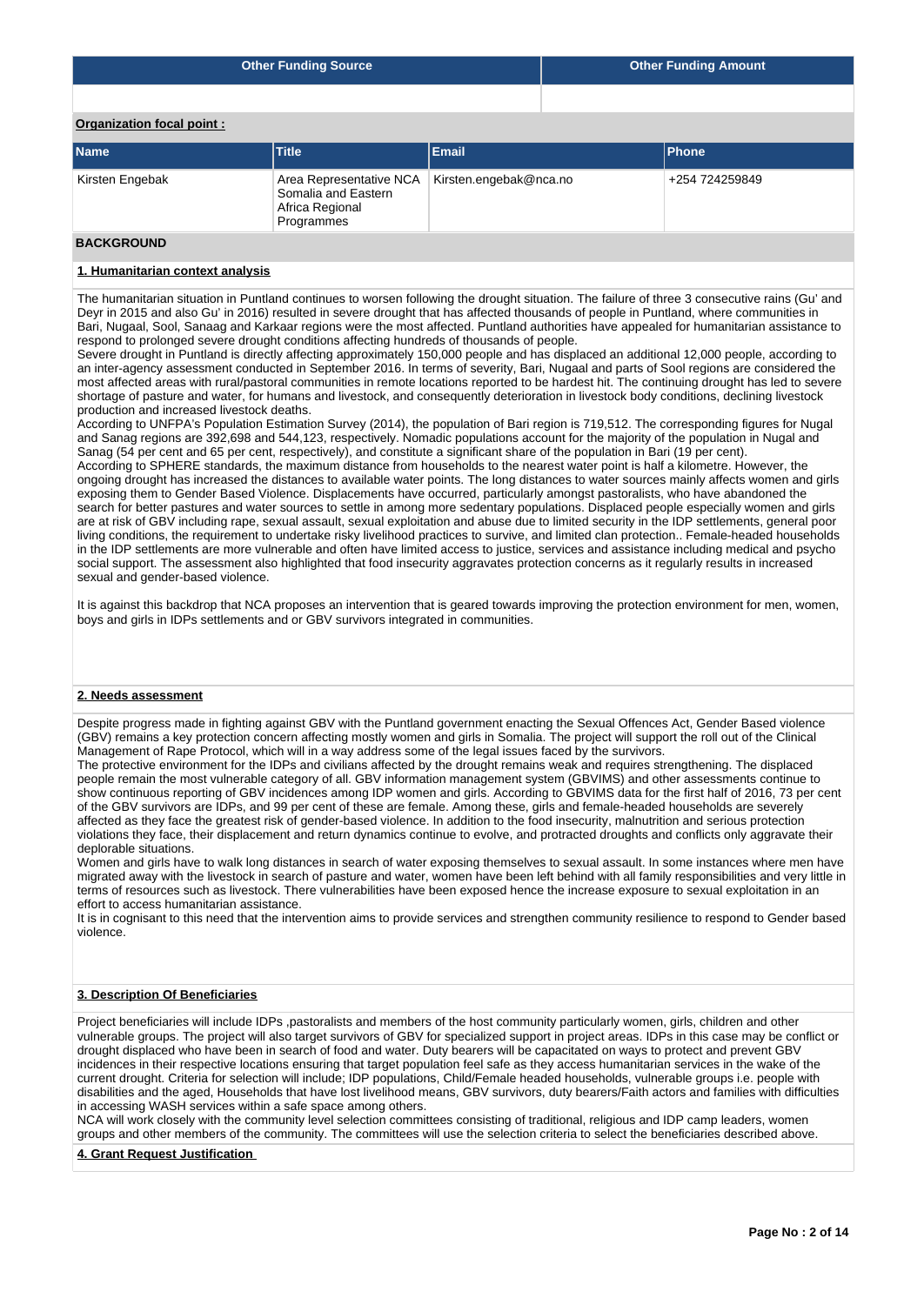| Other Funding Source | Other Funding Amount |
|---|---|
| | |

**Organization focal point :**

| Name | Title | Email | Phone |
|---|---|---|---|
| Kirsten Engebak | Area Representative NCA Somalia and Eastern Africa Regional Programmes | Kirsten.engebak@nca.no | +254 724259849 |

## BACKGROUND

### 1. Humanitarian context analysis

The humanitarian situation in Puntland continues to worsen following the drought situation. The failure of three 3 consecutive rains (Gu' and Deyr in 2015 and also Gu' in 2016) resulted in severe drought that has affected thousands of people in Puntland, where communities in Bari, Nugaal, Sool, Sanaag and Karkaar regions were the most affected. Puntland authorities have appealed for humanitarian assistance to respond to prolonged severe drought conditions affecting hundreds of thousands of people.
Severe drought in Puntland is directly affecting approximately 150,000 people and has displaced an additional 12,000 people, according to an inter-agency assessment conducted in September 2016. In terms of severity, Bari, Nugaal and parts of Sool regions are considered the most affected areas with rural/pastoral communities in remote locations reported to be hardest hit. The continuing drought has led to severe shortage of pasture and water, for humans and livestock, and consequently deterioration in livestock body conditions, declining livestock production and increased livestock deaths.
According to UNFPA's Population Estimation Survey (2014), the population of Bari region is 719,512. The corresponding figures for Nugal and Sanag regions are 392,698 and 544,123, respectively. Nomadic populations account for the majority of the population in Nugal and Sanag (54 per cent and 65 per cent, respectively), and constitute a significant share of the population in Bari (19 per cent).
According to SPHERE standards, the maximum distance from households to the nearest water point is half a kilometre. However, the ongoing drought has increased the distances to available water points. The long distances to water sources mainly affects women and girls exposing them to Gender Based Violence. Displacements have occurred, particularly amongst pastoralists, who have abandoned the search for better pastures and water sources to settle in among more sedentary populations. Displaced people especially women and girls are at risk of GBV including rape, sexual assault, sexual exploitation and abuse due to limited security in the IDP settlements, general poor living conditions, the requirement to undertake risky livelihood practices to survive, and limited clan protection.. Female-headed households in the IDP settlements are more vulnerable and often have limited access to justice, services and assistance including medical and psycho social support. The assessment also highlighted that food insecurity aggravates protection concerns as it regularly results in increased sexual and gender-based violence.

It is against this backdrop that NCA proposes an intervention that is geared towards improving the protection environment for men, women, boys and girls in IDPs settlements and or GBV survivors integrated in communities.

### 2. Needs assessment

Despite progress made in fighting against GBV with the Puntland government enacting the Sexual Offences Act, Gender Based violence (GBV) remains a key protection concern affecting mostly women and girls in Somalia. The project will support the roll out of the Clinical Management of Rape Protocol, which will in a way address some of the legal issues faced by the survivors.
The protective environment for the IDPs and civilians affected by the drought remains weak and requires strengthening. The displaced people remain the most vulnerable category of all. GBV information management system (GBVIMS) and other assessments continue to show continuous reporting of GBV incidences among IDP women and girls. According to GBVIMS data for the first half of 2016, 73 per cent of the GBV survivors are IDPs, and 99 per cent of these are female. Among these, girls and female-headed households are severely affected as they face the greatest risk of gender-based violence. In addition to the food insecurity, malnutrition and serious protection violations they face, their displacement and return dynamics continue to evolve, and protracted droughts and conflicts only aggravate their deplorable situations.
Women and girls have to walk long distances in search of water exposing themselves to sexual assault. In some instances where men have migrated away with the livestock in search of pasture and water, women have been left behind with all family responsibilities and very little in terms of resources such as livestock. There vulnerabilities have been exposed hence the increase exposure to sexual exploitation in an effort to access humanitarian assistance.
It is in cognisant to this need that the intervention aims to provide services and strengthen community resilience to respond to Gender based violence.

### 3. Description Of Beneficiaries

Project beneficiaries will include IDPs ,pastoralists and members of the host community particularly women, girls, children and other vulnerable groups. The project will also target survivors of GBV for specialized support in project areas. IDPs in this case may be conflict or drought displaced who have been in search of food and water. Duty bearers will be capacitated on ways to protect and prevent GBV incidences in their respective locations ensuring that target population feel safe as they access humanitarian services in the wake of the current drought. Criteria for selection will include; IDP populations, Child/Female headed households, vulnerable groups i.e. people with disabilities and the aged, Households that have lost livelihood means, GBV survivors, duty bearers/Faith actors and families with difficulties in accessing WASH services within a safe space among others.
NCA will work closely with the community level selection committees consisting of traditional, religious and IDP camp leaders, women groups and other members of the community. The committees will use the selection criteria to select the beneficiaries described above.

### 4. Grant Request Justification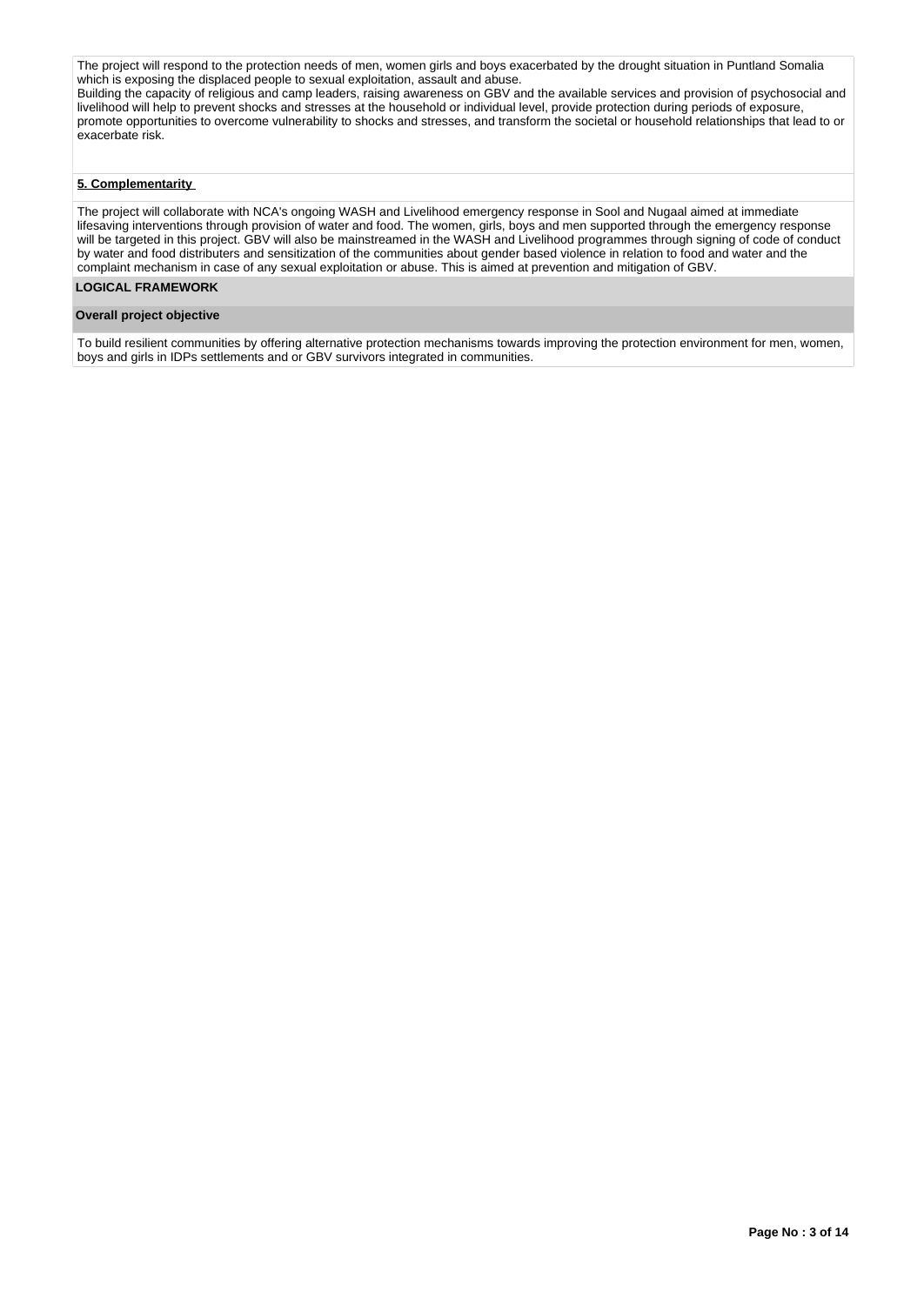The project will respond to the protection needs of men, women girls and boys exacerbated by the drought situation in Puntland Somalia which is exposing the displaced people to sexual exploitation, assault and abuse.
Building the capacity of religious and camp leaders, raising awareness on GBV and the available services and provision of psychosocial and livelihood will help to prevent shocks and stresses at the household or individual level, provide protection during periods of exposure, promote opportunities to overcome vulnerability to shocks and stresses, and transform the societal or household relationships that lead to or exacerbate risk.

**5. Complementarity**

The project will collaborate with NCA's ongoing WASH and Livelihood emergency response in Sool and Nugaal aimed at immediate lifesaving interventions through provision of water and food. The women, girls, boys and men supported through the emergency response will be targeted in this project. GBV will also be mainstreamed in the WASH and Livelihood programmes through signing of code of conduct by water and food distributers and sensitization of the communities about gender based violence in relation to food and water and the complaint mechanism in case of any sexual exploitation or abuse. This is aimed at prevention and mitigation of GBV.

## LOGICAL FRAMEWORK

### Overall project objective

To build resilient communities by offering alternative protection mechanisms towards improving the protection environment for men, women, boys and girls in IDPs settlements and or GBV survivors integrated in communities.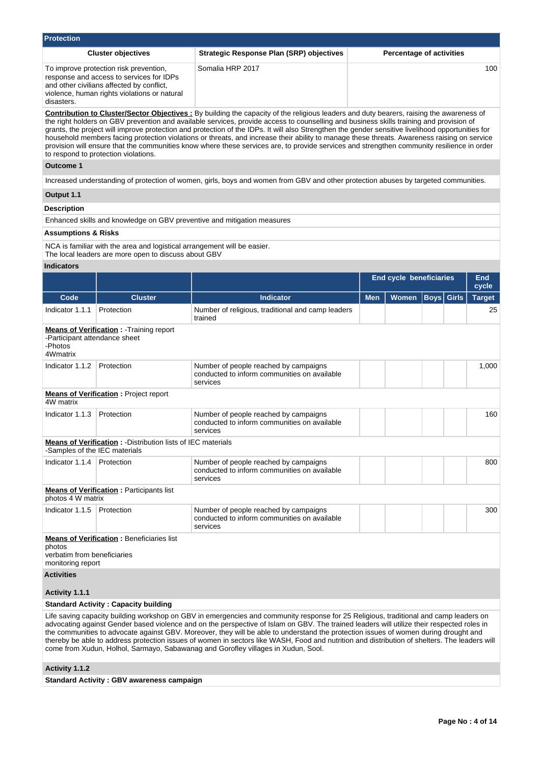## Protection

| Cluster objectives | Strategic Response Plan (SRP) objectives | Percentage of activities |
|---|---|---|
| To improve protection risk prevention, response and access to services for IDPs and other civilians affected by conflict, violence, human rights violations or natural disasters. | Somalia HRP 2017 | 100 |

**Contribution to Cluster/Sector Objectives :** By building the capacity of the religious leaders and duty bearers, raising the awareness of the right holders on GBV prevention and available services, provide access to counselling and business skills training and provision of grants, the project will improve protection and protection of the IDPs. It will also Strengthen the gender sensitive livelihood opportunities for household members facing protection violations or threats, and increase their ability to manage these threats. Awareness raising on service provision will ensure that the communities know where these services are, to provide services and strengthen community resilience in order to respond to protection violations.

### Outcome 1

Increased understanding of protection of women, girls, boys and women from GBV and other protection abuses by targeted communities.

### Output 1.1

**Description**

Enhanced skills and knowledge on GBV preventive and mitigation measures

**Assumptions & Risks**

NCA is familiar with the area and logistical arrangement will be easier.
The local leaders are more open to discuss about GBV

**Indicators**

| | | | End cycle beneficiaries | | | | End cycle |
|---|---|---|---|---|---|---|---|
| **Code** | **Cluster** | **Indicator** | **Men** | **Women** | **Boys** | **Girls** | **Target** |
| Indicator 1.1.1 | Protection | Number of religious, traditional and camp leaders trained | | | | | 25 |
| **Means of Verification :** -Training report -Participant attendance sheet -Photos 4Wmatrix | | | | | | | |
| Indicator 1.1.2 | Protection | Number of people reached by campaigns conducted to inform communities on available services | | | | | 1,000 |
| **Means of Verification :** Project report 4W matrix | | | | | | | |
| Indicator 1.1.3 | Protection | Number of people reached by campaigns conducted to inform communities on available services | | | | | 160 |
| **Means of Verification :** -Distribution lists of IEC materials -Samples of the IEC materials | | | | | | | |
| Indicator 1.1.4 | Protection | Number of people reached by campaigns conducted to inform communities on available services | | | | | 800 |
| **Means of Verification :** Participants list photos 4 W matrix | | | | | | | |
| Indicator 1.1.5 | Protection | Number of people reached by campaigns conducted to inform communities on available services | | | | | 300 |
| **Means of Verification :** Beneficiaries list photos verbatim from beneficiaries monitoring report | | | | | | | |

**Activities**

**Activity 1.1.1**

**Standard Activity : Capacity building**

Life saving capacity building workshop on GBV in emergencies and community response for 25 Religious, traditional and camp leaders on advocating against Gender based violence and on the perspective of Islam on GBV. The trained leaders will utilize their respected roles in the communities to advocate against GBV. Moreover, they will be able to understand the protection issues of women during drought and thereby be able to address protection issues of women in sectors like WASH, Food and nutrition and distribution of shelters. The leaders will come from Xudun, Holhol, Sarmayo, Sabawanag and Gorofley villages in Xudun, Sool.

**Activity 1.1.2**

**Standard Activity : GBV awareness campaign**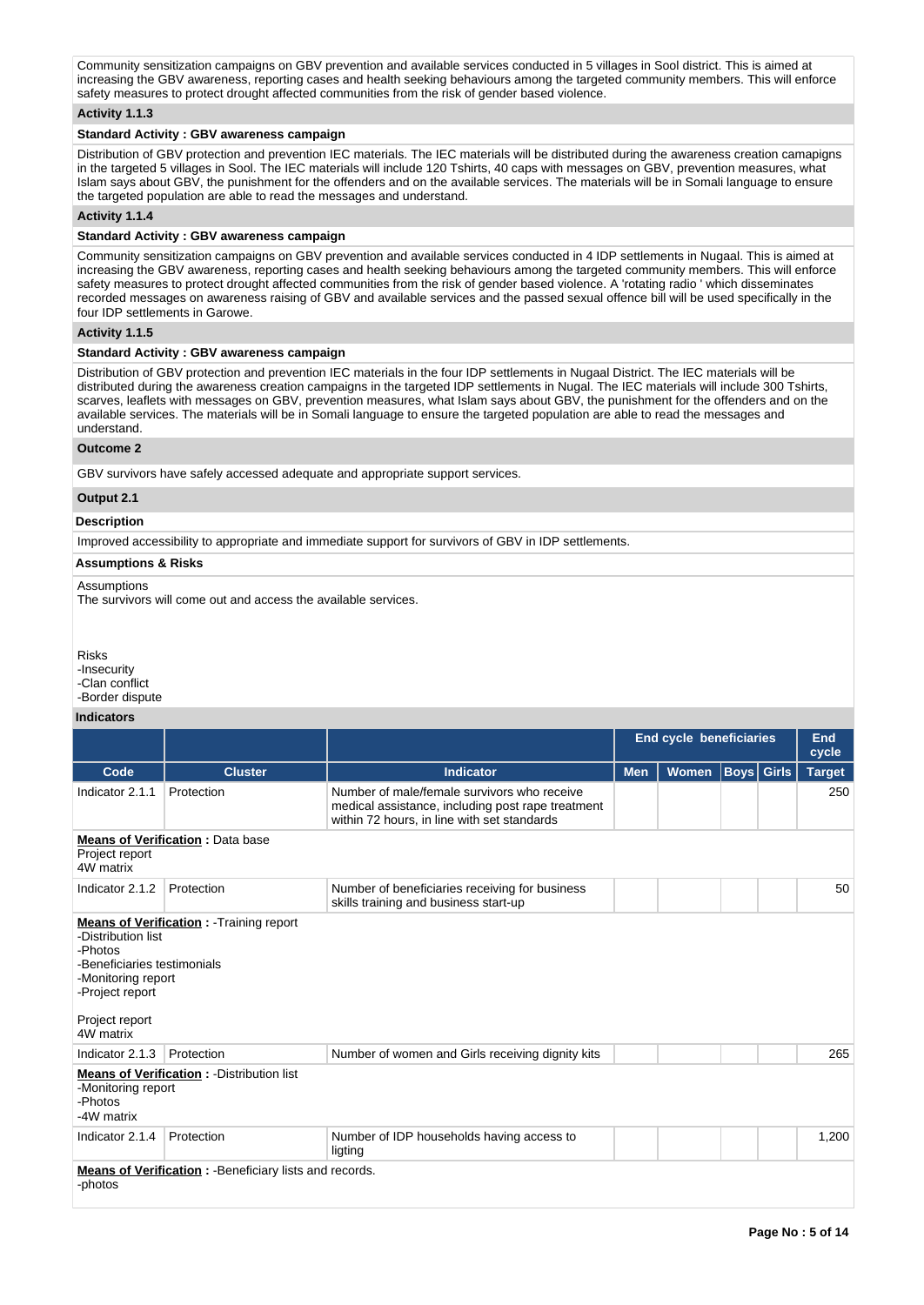Community sensitization campaigns on GBV prevention and available services conducted in 5 villages in Sool district. This is aimed at increasing the GBV awareness, reporting cases and health seeking behaviours among the targeted community members. This will enforce safety measures to protect drought affected communities from the risk of gender based violence.

**Activity 1.1.3**

**Standard Activity : GBV awareness campaign**

Distribution of GBV protection and prevention IEC materials. The IEC materials will be distributed during the awareness creation camapigns in the targeted 5 villages in Sool. The IEC materials will include 120 Tshirts, 40 caps with messages on GBV, prevention measures, what Islam says about GBV, the punishment for the offenders and on the available services. The materials will be in Somali language to ensure the targeted population are able to read the messages and understand.

**Activity 1.1.4**

**Standard Activity : GBV awareness campaign**

Community sensitization campaigns on GBV prevention and available services conducted in 4 IDP settlements in Nugaal. This is aimed at increasing the GBV awareness, reporting cases and health seeking behaviours among the targeted community members. This will enforce safety measures to protect drought affected communities from the risk of gender based violence. A 'rotating radio ' which disseminates recorded messages on awareness raising of GBV and available services and the passed sexual offence bill will be used specifically in the four IDP settlements in Garowe.

**Activity 1.1.5**

**Standard Activity : GBV awareness campaign**

Distribution of GBV protection and prevention IEC materials in the four IDP settlements in Nugaal District. The IEC materials will be distributed during the awareness creation campaigns in the targeted IDP settlements in Nugal. The IEC materials will include 300 Tshirts, scarves, leaflets with messages on GBV, prevention measures, what Islam says about GBV, the punishment for the offenders and on the available services. The materials will be in Somali language to ensure the targeted population are able to read the messages and understand.

**Outcome 2**

GBV survivors have safely accessed adequate and appropriate support services.

**Output 2.1**

**Description**

Improved accessibility to appropriate and immediate support for survivors of GBV in IDP settlements.

**Assumptions & Risks**

Assumptions
The survivors will come out and access the available services.

Risks
-Insecurity
-Clan conflict
-Border dispute

**Indicators**

| | | | End cycle beneficiaries | | | | End cycle |
|---|---|---|---|---|---|---|---|
| **Code** | **Cluster** | **Indicator** | **Men** | **Women** | **Boys** | **Girls** | **Target** |
| Indicator 2.1.1 | Protection | Number of male/female survivors who receive medical assistance, including post rape treatment within 72 hours, in line with set standards | | | | | 250 |
| **Means of Verification :** Data base<br>Project report<br>4W matrix | | | | | | | |
| Indicator 2.1.2 | Protection | Number of beneficiaries receiving for business skills training and business start-up | | | | | 50 |
| **Means of Verification :** -Training report<br>-Distribution list<br>-Photos<br>-Beneficiaries testimonials<br>-Monitoring report<br>-Project report<br><br>Project report<br>4W matrix | | | | | | | |
| Indicator 2.1.3 | Protection | Number of women and Girls receiving dignity kits | | | | | 265 |
| **Means of Verification :** -Distribution list<br>-Monitoring report<br>-Photos<br>-4W matrix | | | | | | | |
| Indicator 2.1.4 | Protection | Number of IDP households having access to ligting | | | | | 1,200 |
| **Means of Verification :** -Beneficiary lists and records.<br>-photos | | | | | | | |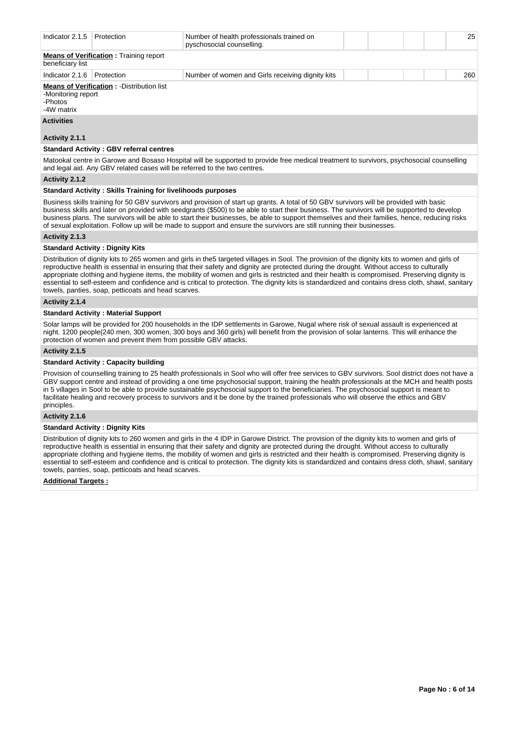| Indicator 2.1.5 | Protection | Number of health professionals trained on pyschosocial counselling. | | | | | 25 |
|---|---|---|---|---|---|---|---|

**Means of Verification :** Training report beneficiary list

| Indicator 2.1.6 | Protection | Number of women and Girls receiving dignity kits | | | | | 260 |
|---|---|---|---|---|---|---|---|

**Means of Verification :** -Distribution list
-Monitoring report
-Photos
-4W matrix

**Activities**

**Activity 2.1.1**

**Standard Activity : GBV referral centres**

Matookal centre in Garowe and Bosaso Hospital will be supported to provide free medical treatment to survivors, psychosocial counselling and legal aid. Any GBV related cases will be referred to the two centres.

**Activity 2.1.2**

**Standard Activity : Skills Training for livelihoods purposes**

Business skills training for 50 GBV survivors and provision of start up grants. A total of 50 GBV survivors will be provided with basic business skills and later on provided with seedgrants ($500) to be able to start their business. The survivors will be supported to develop business plans. The survivors will be able to start their businesses, be able to support themselves and their families, hence, reducing risks of sexual exploitation. Follow up will be made to support and ensure the survivors are still running their businesses.

**Activity 2.1.3**

**Standard Activity : Dignity Kits**

Distribution of dignity kits to 265 women and girls in the5 targeted villages in Sool. The provision of the dignity kits to women and girls of reproductive health is essential in ensuring that their safety and dignity are protected during the drought. Without access to culturally appropriate clothing and hygiene items, the mobility of women and girls is restricted and their health is compromised. Preserving dignity is essential to self-esteem and confidence and is critical to protection. The dignity kits is standardized and contains dress cloth, shawl, sanitary towels, panties, soap, petticoats and head scarves.

**Activity 2.1.4**

**Standard Activity : Material Support**

Solar lamps will be provided for 200 households in the IDP settlements in Garowe, Nugal where risk of sexual assault is experienced at night. 1200 people(240 men, 300 women, 300 boys and 360 girls) will benefit from the provision of solar lanterns. This will enhance the protection of women and prevent them from possible GBV attacks.

**Activity 2.1.5**

**Standard Activity : Capacity building**

Provision of counselling training to 25 health professionals in Sool who will offer free services to GBV survivors. Sool district does not have a GBV support centre and instead of providing a one time psychosocial support, training the health professionals at the MCH and health posts in 5 villages in Sool to be able to provide sustainable psychosocial support to the beneficiaries. The psychosocial support is meant to facilitate healing and recovery process to survivors and it be done by the trained professionals who will observe the ethics and GBV principles.

**Activity 2.1.6**

**Standard Activity : Dignity Kits**

Distribution of dignity kits to 260 women and girls in the 4 IDP in Garowe District. The provision of the dignity kits to women and girls of reproductive health is essential in ensuring that their safety and dignity are protected during the drought. Without access to culturally appropriate clothing and hygiene items, the mobility of women and girls is restricted and their health is compromised. Preserving dignity is essential to self-esteem and confidence and is critical to protection. The dignity kits is standardized and contains dress cloth, shawl, sanitary towels, panties, soap, petticoats and head scarves.

**Additional Targets :**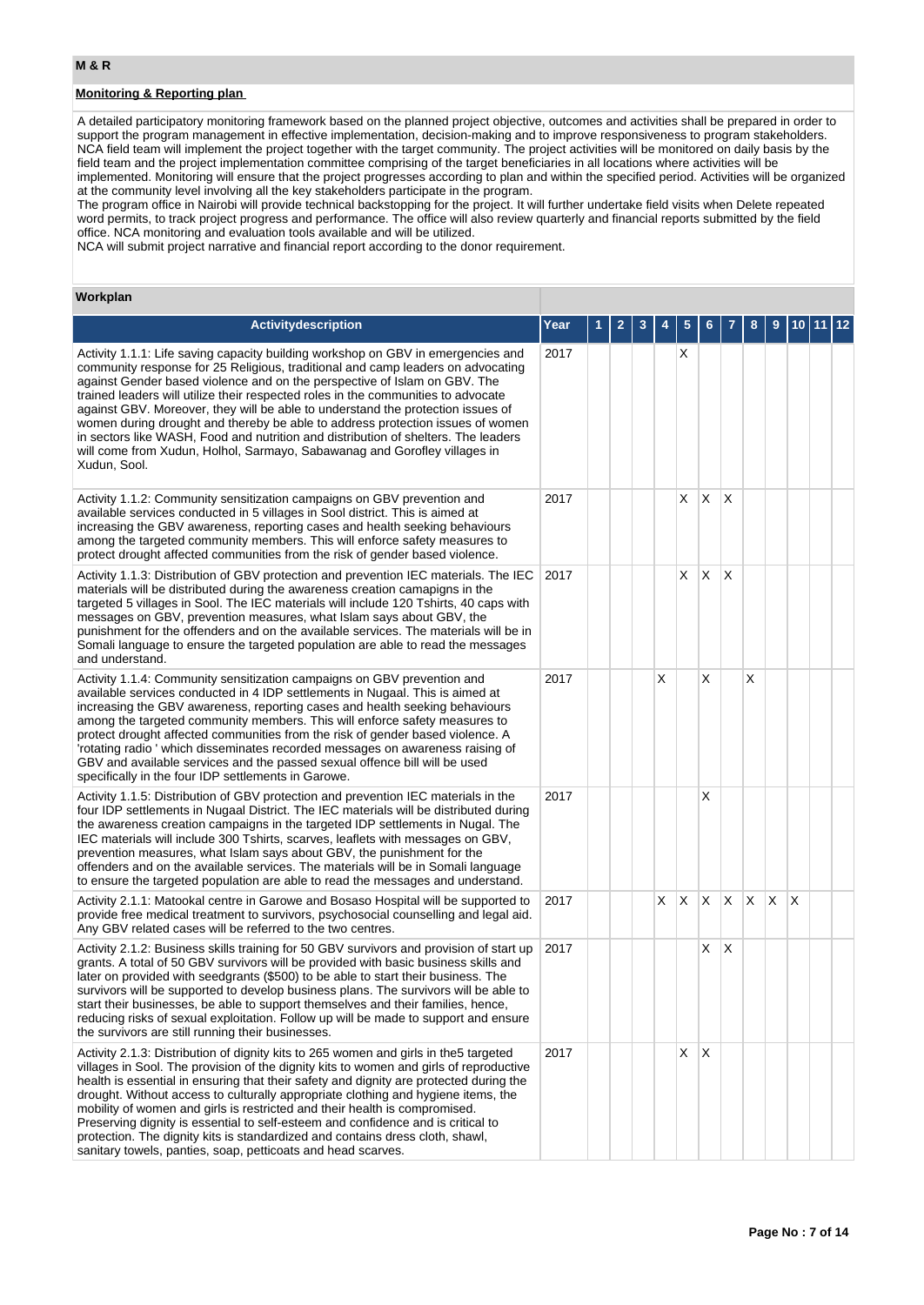## M & R

### Monitoring & Reporting plan

A detailed participatory monitoring framework based on the planned project objective, outcomes and activities shall be prepared in order to support the program management in effective implementation, decision-making and to improve responsiveness to program stakeholders. NCA field team will implement the project together with the target community. The project activities will be monitored on daily basis by the field team and the project implementation committee comprising of the target beneficiaries in all locations where activities will be implemented. Monitoring will ensure that the project progresses according to plan and within the specified period. Activities will be organized at the community level involving all the key stakeholders participate in the program.
The program office in Nairobi will provide technical backstopping for the project. It will further undertake field visits when Delete repeated word permits, to track project progress and performance. The office will also review quarterly and financial reports submitted by the field office. NCA monitoring and evaluation tools available and will be utilized.
NCA will submit project narrative and financial report according to the donor requirement.

### Workplan

| Activitydescription | Year | 1 | 2 | 3 | 4 | 5 | 6 | 7 | 8 | 9 | 10 | 11 | 12 |
|---|---|---|---|---|---|---|---|---|---|---|---|---|---|
| Activity 1.1.1: Life saving capacity building workshop on GBV in emergencies and community response for 25 Religious, traditional and camp leaders on advocating against Gender based violence and on the perspective of Islam on GBV. The trained leaders will utilize their respected roles in the communities to advocate against GBV. Moreover, they will be able to understand the protection issues of women during drought and thereby be able to address protection issues of women in sectors like WASH, Food and nutrition and distribution of shelters. The leaders will come from Xudun, Holhol, Sarmayo, Sabawanag and Gorofley villages in Xudun, Sool. | 2017 | | | | | X | | | | | | | |
| Activity 1.1.2: Community sensitization campaigns on GBV prevention and available services conducted in 5 villages in Sool district. This is aimed at increasing the GBV awareness, reporting cases and health seeking behaviours among the targeted community members. This will enforce safety measures to protect drought affected communities from the risk of gender based violence. | 2017 | | | | | X | X | X | | | | | |
| Activity 1.1.3: Distribution of GBV protection and prevention IEC materials. The IEC materials will be distributed during the awareness creation camapigns in the targeted 5 villages in Sool. The IEC materials will include 120 Tshirts, 40 caps with messages on GBV, prevention measures, what Islam says about GBV, the punishment for the offenders and on the available services. The materials will be in Somali language to ensure the targeted population are able to read the messages and understand. | 2017 | | | | | X | X | X | | | | | |
| Activity 1.1.4: Community sensitization campaigns on GBV prevention and available services conducted in 4 IDP settlements in Nugaal. This is aimed at increasing the GBV awareness, reporting cases and health seeking behaviours among the targeted community members. This will enforce safety measures to protect drought affected communities from the risk of gender based violence. A 'rotating radio ' which disseminates recorded messages on awareness raising of GBV and available services and the passed sexual offence bill will be used specifically in the four IDP settlements in Garowe. | 2017 | | | | X | | X | | X | | | | |
| Activity 1.1.5: Distribution of GBV protection and prevention IEC materials in the four IDP settlements in Nugaal District. The IEC materials will be distributed during the awareness creation campaigns in the targeted IDP settlements in Nugal. The IEC materials will include 300 Tshirts, scarves, leaflets with messages on GBV, prevention measures, what Islam says about GBV, the punishment for the offenders and on the available services. The materials will be in Somali language to ensure the targeted population are able to read the messages and understand. | 2017 | | | | | | X | | | | | | |
| Activity 2.1.1: Matookal centre in Garowe and Bosaso Hospital will be supported to provide free medical treatment to survivors, psychosocial counselling and legal aid. Any GBV related cases will be referred to the two centres. | 2017 | | | | X | X | X | X | X | X | X | | |
| Activity 2.1.2: Business skills training for 50 GBV survivors and provision of start up grants. A total of 50 GBV survivors will be provided with basic business skills and later on provided with seedgrants ($500) to be able to start their business. The survivors will be supported to develop business plans. The survivors will be able to start their businesses, be able to support themselves and their families, hence, reducing risks of sexual exploitation. Follow up will be made to support and ensure the survivors are still running their businesses. | 2017 | | | | | | X | X | | | | | |
| Activity 2.1.3: Distribution of dignity kits to 265 women and girls in the5 targeted villages in Sool. The provision of the dignity kits to women and girls of reproductive health is essential in ensuring that their safety and dignity are protected during the drought. Without access to culturally appropriate clothing and hygiene items, the mobility of women and girls is restricted and their health is compromised. Preserving dignity is essential to self-esteem and confidence and is critical to protection. The dignity kits is standardized and contains dress cloth, shawl, sanitary towels, panties, soap, petticoats and head scarves. | 2017 | | | | | X | X | | | | | | |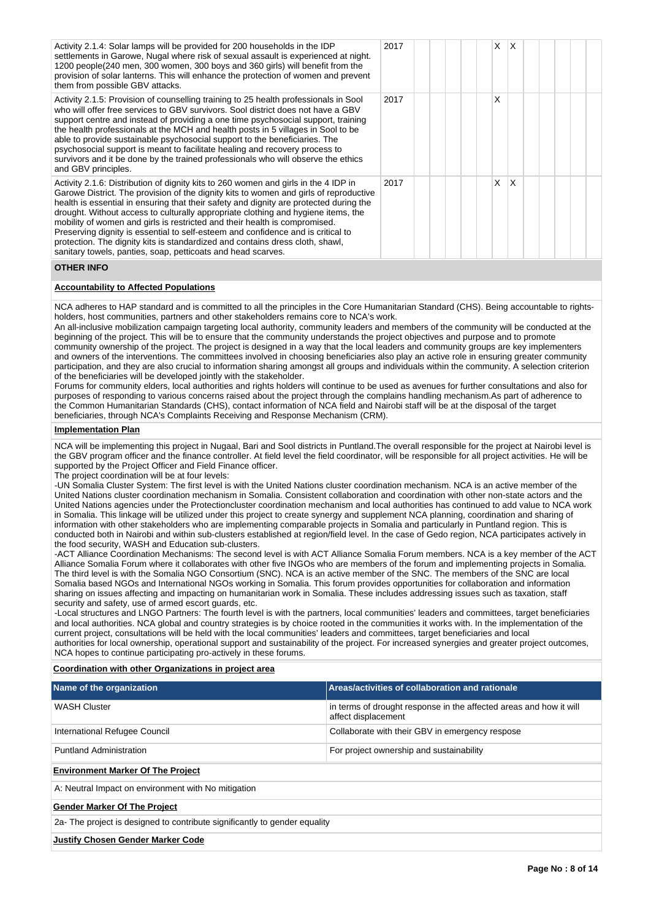| Activity | Year | 1 | 2 | 3 | 4 | 5 | 6 | 7 | 8 | 9 | 10 | 11 | 12 |
|---|---|---|---|---|---|---|---|---|---|---|---|---|---|
| Activity 2.1.4: Solar lamps will be provided for 200 households in the IDP settlements in Garowe, Nugal where risk of sexual assault is experienced at night. 1200 people(240 men, 300 women, 300 boys and 360 girls) will benefit from the provision of solar lanterns. This will enhance the protection of women and prevent them from possible GBV attacks. | 2017 | | | | | | X | X | | | | | |
| Activity 2.1.5: Provision of counselling training to 25 health professionals in Sool who will offer free services to GBV survivors. Sool district does not have a GBV support centre and instead of providing a one time psychosocial support, training the health professionals at the MCH and health posts in 5 villages in Sool to be able to provide sustainable psychosocial support to the beneficiaries. The psychosocial support is meant to facilitate healing and recovery process to survivors and it be done by the trained professionals who will observe the ethics and GBV principles. | 2017 | | | | | | X | | | | | | |
| Activity 2.1.6: Distribution of dignity kits to 260 women and girls in the 4 IDP in Garowe District. The provision of the dignity kits to women and girls of reproductive health is essential in ensuring that their safety and dignity are protected during the drought. Without access to culturally appropriate clothing and hygiene items, the mobility of women and girls is restricted and their health is compromised. Preserving dignity is essential to self-esteem and confidence and is critical to protection. The dignity kits is standardized and contains dress cloth, shawl, sanitary towels, panties, soap, petticoats and head scarves. | 2017 | | | | | | X | X | | | | | |

## OTHER INFO

**Accountability to Affected Populations**

NCA adheres to HAP standard and is committed to all the principles in the Core Humanitarian Standard (CHS). Being accountable to rights-holders, host communities, partners and other stakeholders remains core to NCA's work.
An all-inclusive mobilization campaign targeting local authority, community leaders and members of the community will be conducted at the beginning of the project. This will be to ensure that the community understands the project objectives and purpose and to promote community ownership of the project. The project is designed in a way that the local leaders and community groups are key implementers and owners of the interventions. The committees involved in choosing beneficiaries also play an active role in ensuring greater community participation, and they are also crucial to information sharing amongst all groups and individuals within the community. A selection criterion of the beneficiaries will be developed jointly with the stakeholder.
Forums for community elders, local authorities and rights holders will continue to be used as avenues for further consultations and also for purposes of responding to various concerns raised about the project through the complains handling mechanism.As part of adherence to the Common Humanitarian Standards (CHS), contact information of NCA field and Nairobi staff will be at the disposal of the target beneficiaries, through NCA's Complaints Receiving and Response Mechanism (CRM).

**Implementation Plan**

NCA will be implementing this project in Nugaal, Bari and Sool districts in Puntland.The overall responsible for the project at Nairobi level is the GBV program officer and the finance controller. At field level the field coordinator, will be responsible for all project activities. He will be supported by the Project Officer and Field Finance officer.
The project coordination will be at four levels:
-UN Somalia Cluster System: The first level is with the United Nations cluster coordination mechanism. NCA is an active member of the United Nations cluster coordination mechanism in Somalia. Consistent collaboration and coordination with other non-state actors and the United Nations agencies under the Protectioncluster coordination mechanism and local authorities has continued to add value to NCA work in Somalia. This linkage will be utilized under this project to create synergy and supplement NCA planning, coordination and sharing of information with other stakeholders who are implementing comparable projects in Somalia and particularly in Puntland region. This is conducted both in Nairobi and within sub-clusters established at region/field level. In the case of Gedo region, NCA participates actively in the food security, WASH and Education sub-clusters.
-ACT Alliance Coordination Mechanisms: The second level is with ACT Alliance Somalia Forum members. NCA is a key member of the ACT Alliance Somalia Forum where it collaborates with other five INGOs who are members of the forum and implementing projects in Somalia. The third level is with the Somalia NGO Consortium (SNC). NCA is an active member of the SNC. The members of the SNC are local Somalia based NGOs and International NGOs working in Somalia. This forum provides opportunities for collaboration and information sharing on issues affecting and impacting on humanitarian work in Somalia. These includes addressing issues such as taxation, staff security and safety, use of armed escort guards, etc.
-Local structures and LNGO Partners: The fourth level is with the partners, local communities' leaders and committees, target beneficiaries and local authorities. NCA global and country strategies is by choice rooted in the communities it works with. In the implementation of the current project, consultations will be held with the local communities' leaders and committees, target beneficiaries and local authorities for local ownership, operational support and sustainability of the project. For increased synergies and greater project outcomes, NCA hopes to continue participating pro-actively in these forums.

**Coordination with other Organizations in project area**

| Name of the organization | Areas/activities of collaboration and rationale |
|---|---|
| WASH Cluster | in terms of drought response in the affected areas and how it will affect displacement |
| International Refugee Council | Collaborate with their GBV in emergency respose |
| Puntland Administration | For project ownership and sustainability |

**Environment Marker Of The Project**

A: Neutral Impact on environment with No mitigation

**Gender Marker Of The Project**

2a- The project is designed to contribute significantly to gender equality

**Justify Chosen Gender Marker Code**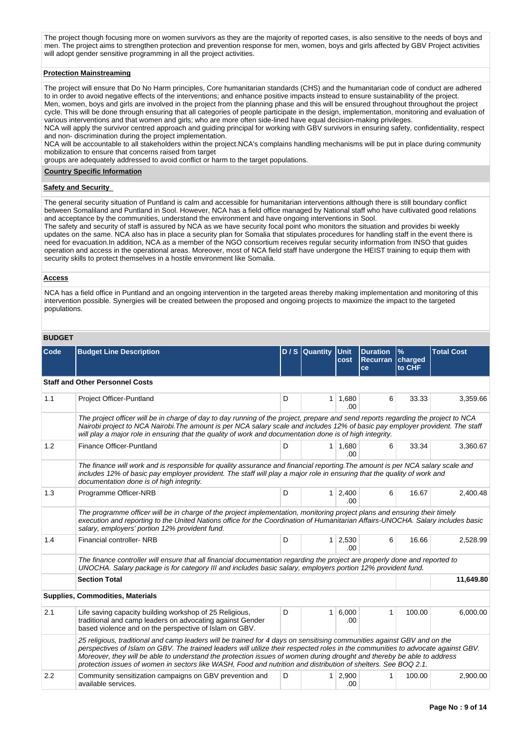The project though focusing more on women survivors as they are the majority of reported cases, is also sensitive to the needs of boys and men. The project aims to strengthen protection and prevention response for men, women, boys and girls affected by GBV Project activities will adopt gender sensitive programming in all the project activities.

**Protection Mainstreaming**

The project will ensure that Do No Harm principles, Core humanitarian standards (CHS) and the humanitarian code of conduct are adhered to in order to avoid negative effects of the interventions; and enhance positive impacts instead to ensure sustainability of the project.
Men, women, boys and girls are involved in the project from the planning phase and this will be ensured throughout throughout the project cycle. This will be done through ensuring that all categories of people participate in the design, implementation, monitoring and evaluation of various interventions and that women and girls; who are more often side-lined have equal decision-making privileges.
NCA will apply the survivor centred approach and guiding principal for working with GBV survivors in ensuring safety, confidentiality, respect and non- discrimination during the project implementation.
NCA will be accountable to all stakeholders within the project.NCA's complains handling mechanisms will be put in place during community mobilization to ensure that concerns raised from target
groups are adequately addressed to avoid conflict or harm to the target populations.

**Country Specific Information**

**Safety and Security**

The general security situation of Puntland is calm and accessible for humanitarian interventions although there is still boundary conflict between Somaliland and Puntland in Sool. However, NCA has a field office managed by National staff who have cultivated good relations and acceptance by the communities, understand the environment and have ongoing interventions in Sool.
The safety and security of staff is assured by NCA as we have security focal point who monitors the situation and provides bi weekly updates on the same. NCA also has in place a security plan for Somalia that stipulates procedures for handling staff in the event there is need for evacuation.In addition, NCA as a member of the NGO consortium receives regular security information from INSO that guides operation and access in the operational areas. Moreover, most of NCA field staff have undergone the HEIST training to equip them with security skills to protect themselves in a hostile environment like Somalia.

**Access**

NCA has a field office in Puntland and an ongoing intervention in the targeted areas thereby making implementation and monitoring of this intervention possible. Synergies will be created between the proposed and ongoing projects to maximize the impact to the targeted populations.

**BUDGET**

| Code | Budget Line Description | D / S | Quantity | Unit cost | Duration Recurrance | % charged to CHF | Total Cost |
|---|---|---|---|---|---|---|---|
| | **Staff and Other Personnel Costs** | | | | | | |
| 1.1 | Project Officer-Puntland | D | 1 | 1,680.00 | 6 | 33.33 | 3,359.66 |
| | *The project officer will be in charge of day to day running of the project, prepare and send reports regarding the project to NCA Nairobi project to NCA Nairobi.The amount is per NCA salary scale and includes 12% of basic pay employer provident. The staff will play a major role in ensuring that the quality of work and documentation done is of high integrity.* | | | | | | |
| 1.2 | Finance Officer-Puntland | D | 1 | 1,680.00 | 6 | 33.34 | 3,360.67 |
| | *The finance will work and is responsible for quality assurance and financial reporting.The amount is per NCA salary scale and includes 12% of basic pay employer provident. The staff will play a major role in ensuring that the quality of work and documentation done is of high integrity.* | | | | | | |
| 1.3 | Programme Officer-NRB | D | 1 | 2,400.00 | 6 | 16.67 | 2,400.48 |
| | *The programme officer will be in charge of the project implementation, monitoring project plans and ensuring their timely execution and reporting to the United Nations office for the Coordination of Humanitarian Affairs-UNOCHA. Salary includes basic salary, employers' portion 12% provident fund.* | | | | | | |
| 1.4 | Financial controller- NRB | D | 1 | 2,530.00 | 6 | 16.66 | 2,528.99 |
| | *The finance controller will ensure that all financial documentation regarding the project are properly done and reported to UNOCHA. Salary package is for category III and includes basic salary, employers portion 12% provident fund.* | | | | | | |
| | **Section Total** | | | | | | **11,649.80** |
| | **Supplies, Commodities, Materials** | | | | | | |
| 2.1 | Life saving capacity building workshop of 25 Religious, traditional and camp leaders on advocating against Gender based violence and on the perspective of Islam on GBV. | D | 1 | 6,000.00 | 1 | 100.00 | 6,000.00 |
| | *25 religious, traditional and camp leaders will be trained for 4 days on sensitising communities against GBV and on the perspectives of Islam on GBV. The trained leaders will utilize their respected roles in the communities to advocate against GBV. Moreover, they will be able to understand the protection issues of women during drought and thereby be able to address protection issues of women in sectors like WASH, Food and nutrition and distribution of shelters. See BOQ 2.1.* | | | | | | |
| 2.2 | Community sensitization campaigns on GBV prevention and available services. | D | 1 | 2,900.00 | 1 | 100.00 | 2,900.00 |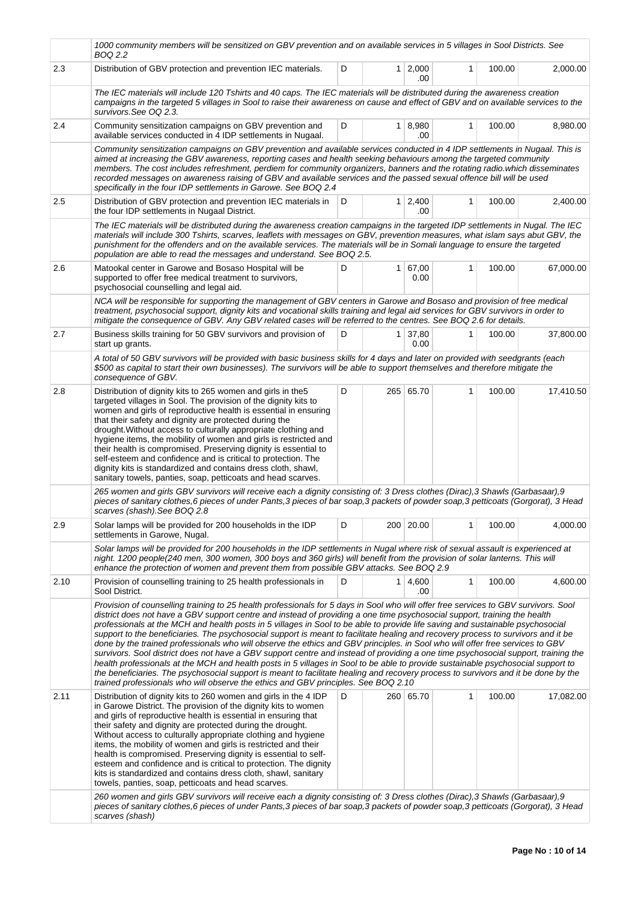| | | | | | | | |
|---|---|---|---|---|---|---|---|
| | *1000 community members will be sensitized on GBV prevention and on available services in 5 villages in Sool Districts. See BOQ 2.2* | | | | | | |
| 2.3 | Distribution of GBV protection and prevention IEC materials. | D | 1 | 2,000.00 | 1 | 100.00 | 2,000.00 |
| | *The IEC materials will include 120 Tshirts and 40 caps. The IEC materials will be distributed during the awareness creation campaigns in the targeted 5 villages in Sool to raise their awareness on cause and effect of GBV and on available services to the survivors.See OQ 2.3.* | | | | | | |
| 2.4 | Community sensitization campaigns on GBV prevention and available services conducted in 4 IDP settlements in Nugaal. | D | 1 | 8,980.00 | 1 | 100.00 | 8,980.00 |
| | *Community sensitization campaigns on GBV prevention and available services conducted in 4 IDP settlements in Nugaal. This is aimed at increasing the GBV awareness, reporting cases and health seeking behaviours among the targeted community members. The cost includes refreshment, perdiem for community organizers, banners and the rotating radio.which disseminates recorded messages on awareness raising of GBV and available services and the passed sexual offence bill will be used specifically in the four IDP settlements in Garowe. See BOQ 2.4* | | | | | | |
| 2.5 | Distribution of GBV protection and prevention IEC materials in the four IDP settlements in Nugaal District. | D | 1 | 2,400.00 | 1 | 100.00 | 2,400.00 |
| | *The IEC materials will be distributed during the awareness creation campaigns in the targeted IDP settlements in Nugal. The IEC materials will include 300 Tshirts, scarves, leaflets with messages on GBV, prevention measures, what islam says abut GBV, the punishment for the offenders and on the available services. The materials will be in Somali language to ensure the targeted population are able to read the messages and understand. See BOQ 2.5.* | | | | | | |
| 2.6 | Matookal center in Garowe and Bosaso Hospital will be supported to offer free medical treatment to survivors, psychosocial counselling and legal aid. | D | 1 | 67,000.00 | 1 | 100.00 | 67,000.00 |
| | *NCA will be responsible for supporting the management of GBV centers in Garowe and Bosaso and provision of free medical treatment, psychosocial support, dignity kits and vocational skills training and legal aid services for GBV survivors in order to mitigate the consequence of GBV. Any GBV related cases will be referred to the centres. See BOQ 2.6 for details.* | | | | | | |
| 2.7 | Business skills training for 50 GBV survivors and provision of start up grants. | D | 1 | 37,800.00 | 1 | 100.00 | 37,800.00 |
| | *A total of 50 GBV survivors will be provided with basic business skills for 4 days and later on provided with seedgrants (each $500 as capital to start their own businesses). The survivors will be able to support themselves and therefore mitigate the consequence of GBV.* | | | | | | |
| 2.8 | Distribution of dignity kits to 265 women and girls in the5 targeted villages in Sool. The provision of the dignity kits to women and girls of reproductive health is essential in ensuring that their safety and dignity are protected during the drought.Without access to culturally appropriate clothing and hygiene items, the mobility of women and girls is restricted and their health is compromised. Preserving dignity is essential to self-esteem and confidence and is critical to protection. The dignity kits is standardized and contains dress cloth, shawl, sanitary towels, panties, soap, petticoats and head scarves. | D | 265 | 65.70 | 1 | 100.00 | 17,410.50 |
| | *265 women and girls GBV survivors will receive each a dignity consisting of: 3 Dress clothes (Dirac),3 Shawls (Garbasaar),9 pieces of sanitary clothes,6 pieces of under Pants,3 pieces of bar soap,3 packets of powder soap,3 petticoats (Gorgorat), 3 Head scarves (shash).See BOQ 2.8* | | | | | | |
| 2.9 | Solar lamps will be provided for 200 households in the IDP settlements in Garowe, Nugal. | D | 200 | 20.00 | 1 | 100.00 | 4,000.00 |
| | *Solar lamps will be provided for 200 households in the IDP settlements in Nugal where risk of sexual assault is experienced at night. 1200 people(240 men, 300 women, 300 boys and 360 girls) will benefit from the provision of solar lanterns. This will enhance the protection of women and prevent them from possible GBV attacks. See BOQ 2.9* | | | | | | |
| 2.10 | Provision of counselling training to 25 health professionals in Sool District. | D | 1 | 4,600.00 | 1 | 100.00 | 4,600.00 |
| | *Provision of counselling training to 25 health professionals for 5 days in Sool who will offer free services to GBV survivors. Sool district does not have a GBV support centre and instead of providing a one time psychosocial support, training the health professionals at the MCH and health posts in 5 villages in Sool to be able to provide life saving and sustainable psychosocial support to the beneficiaries. The psychosocial support is meant to facilitate healing and recovery process to survivors and it be done by the trained professionals who will observe the ethics and GBV principles. in Sool who will offer free services to GBV survivors. Sool district does not have a GBV support centre and instead of providing a one time psychosocial support, training the health professionals at the MCH and health posts in 5 villages in Sool to be able to provide sustainable psychosocial support to the beneficiaries. The psychosocial support is meant to facilitate healing and recovery process to survivors and it be done by the trained professionals who will observe the ethics and GBV principles. See BOQ 2.10* | | | | | | |
| 2.11 | Distribution of dignity kits to 260 women and girls in the 4 IDP in Garowe District. The provision of the dignity kits to women and girls of reproductive health is essential in ensuring that their safety and dignity are protected during the drought. Without access to culturally appropriate clothing and hygiene items, the mobility of women and girls is restricted and their health is compromised. Preserving dignity is essential to self-esteem and confidence and is critical to protection. The dignity kits is standardized and contains dress cloth, shawl, sanitary towels, panties, soap, petticoats and head scarves. | D | 260 | 65.70 | 1 | 100.00 | 17,082.00 |
| | *260 women and girls GBV survivors will receive each a dignity consisting of: 3 Dress clothes (Dirac),3 Shawls (Garbasaar),9 pieces of sanitary clothes,6 pieces of under Pants,3 pieces of bar soap,3 packets of powder soap,3 petticoats (Gorgorat), 3 Head scarves (shash)* | | | | | | |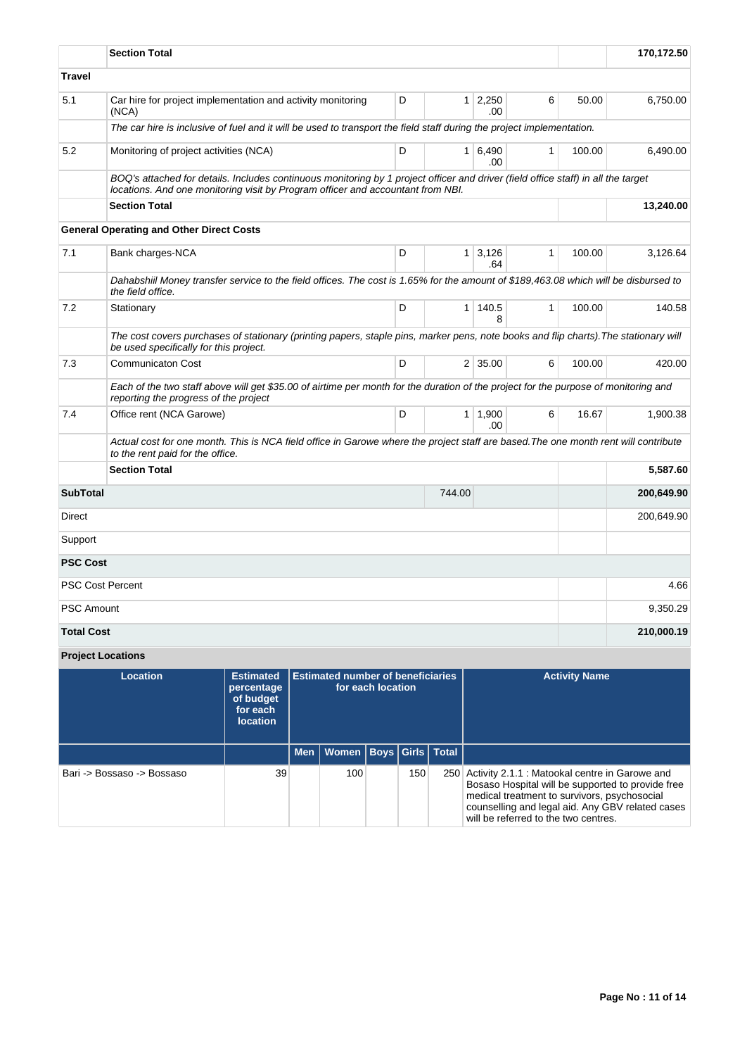| | | | | | | | |
|---|---|---|---|---|---|---|---|
| | **Section Total** | | | | | | **170,172.50** |
| **Travel** | | | | | | | |
| 5.1 | Car hire for project implementation and activity monitoring (NCA) | D | 1 | 2,250.00 | 6 | 50.00 | 6,750.00 |
| | *The car hire is inclusive of fuel and it will be used to transport the field staff during the project implementation.* | | | | | | |
| 5.2 | Monitoring of project activities (NCA) | D | 1 | 6,490.00 | 1 | 100.00 | 6,490.00 |
| | *BOQ's attached for details. Includes continuous monitoring by 1 project officer and driver (field office staff) in all the target locations. And one monitoring visit by Program officer and accountant from NBI.* | | | | | | |
| | **Section Total** | | | | | | **13,240.00** |
| **General Operating and Other Direct Costs** | | | | | | | |
| 7.1 | Bank charges-NCA | D | 1 | 3,126.64 | 1 | 100.00 | 3,126.64 |
| | *Dahabshiil Money transfer service to the field offices. The cost is 1.65% for the amount of $189,463.08 which will be disbursed to the field office.* | | | | | | |
| 7.2 | Stationary | D | 1 | 140.58 | 1 | 100.00 | 140.58 |
| | *The cost covers purchases of stationary (printing papers, staple pins, marker pens, note books and flip charts).The stationary will be used specifically for this project.* | | | | | | |
| 7.3 | Communicaton Cost | D | 2 | 35.00 | 6 | 100.00 | 420.00 |
| | *Each of the two staff above will get $35.00 of airtime per month for the duration of the project for the purpose of monitoring and reporting the progress of the project* | | | | | | |
| 7.4 | Office rent (NCA Garowe) | D | 1 | 1,900.00 | 6 | 16.67 | 1,900.38 |
| | *Actual cost for one month. This is NCA field office in Garowe where the project staff are based.The one month rent will contribute to the rent paid for the office.* | | | | | | |
| | **Section Total** | | | | | | **5,587.60** |
| **SubTotal** | | | 744.00 | | | | **200,649.90** |
| Direct | | | | | | | 200,649.90 |
| Support | | | | | | | |
| **PSC Cost** | | | | | | | |
| PSC Cost Percent | | | | | | | 4.66 |
| PSC Amount | | | | | | | 9,350.29 |
| **Total Cost** | | | | | | | **210,000.19** |

**Project Locations**

| Location | Estimated percentage of budget for each location | Estimated number of beneficiaries for each location | | | | | Activity Name |
|---|---|---|---|---|---|---|---|
| | | Men | Women | Boys | Girls | Total | |
| Bari -> Bossaso -> Bossaso | 39 | | 100 | | 150 | 250 | Activity 2.1.1 : Matookal centre in Garowe and Bosaso Hospital will be supported to provide free medical treatment to survivors, psychosocial counselling and legal aid. Any GBV related cases will be referred to the two centres. |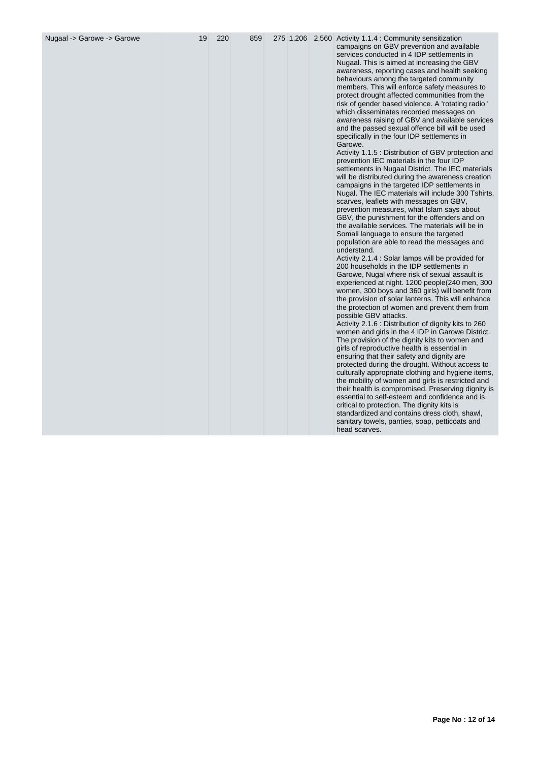| Nugaal -> Garowe -> Garowe | 19 | 220 | 859 | 275 | 1,206 | 2,560 | Activity 1.1.4 : Community sensitization campaigns on GBV prevention and available services conducted in 4 IDP settlements in Nugaal. This is aimed at increasing the GBV awareness, reporting cases and health seeking behaviours among the targeted community members. This will enforce safety measures to protect drought affected communities from the risk of gender based violence. A 'rotating radio ' which disseminates recorded messages on awareness raising of GBV and available services and the passed sexual offence bill will be used specifically in the four IDP settlements in Garowe.<br>Activity 1.1.5 : Distribution of GBV protection and prevention IEC materials in the four IDP settlements in Nugaal District. The IEC materials will be distributed during the awareness creation campaigns in the targeted IDP settlements in Nugal. The IEC materials will include 300 Tshirts, scarves, leaflets with messages on GBV, prevention measures, what Islam says about GBV, the punishment for the offenders and on the available services. The materials will be in Somali language to ensure the targeted population are able to read the messages and understand.<br>Activity 2.1.4 : Solar lamps will be provided for 200 households in the IDP settlements in Garowe, Nugal where risk of sexual assault is experienced at night. 1200 people(240 men, 300 women, 300 boys and 360 girls) will benefit from the provision of solar lanterns. This will enhance the protection of women and prevent them from possible GBV attacks.<br>Activity 2.1.6 : Distribution of dignity kits to 260 women and girls in the 4 IDP in Garowe District. The provision of the dignity kits to women and girls of reproductive health is essential in ensuring that their safety and dignity are protected during the drought. Without access to culturally appropriate clothing and hygiene items, the mobility of women and girls is restricted and their health is compromised. Preserving dignity is essential to self-esteem and confidence and is critical to protection. The dignity kits is standardized and contains dress cloth, shawl, sanitary towels, panties, soap, petticoats and head scarves. |
|---|---|---|---|---|---|---|---|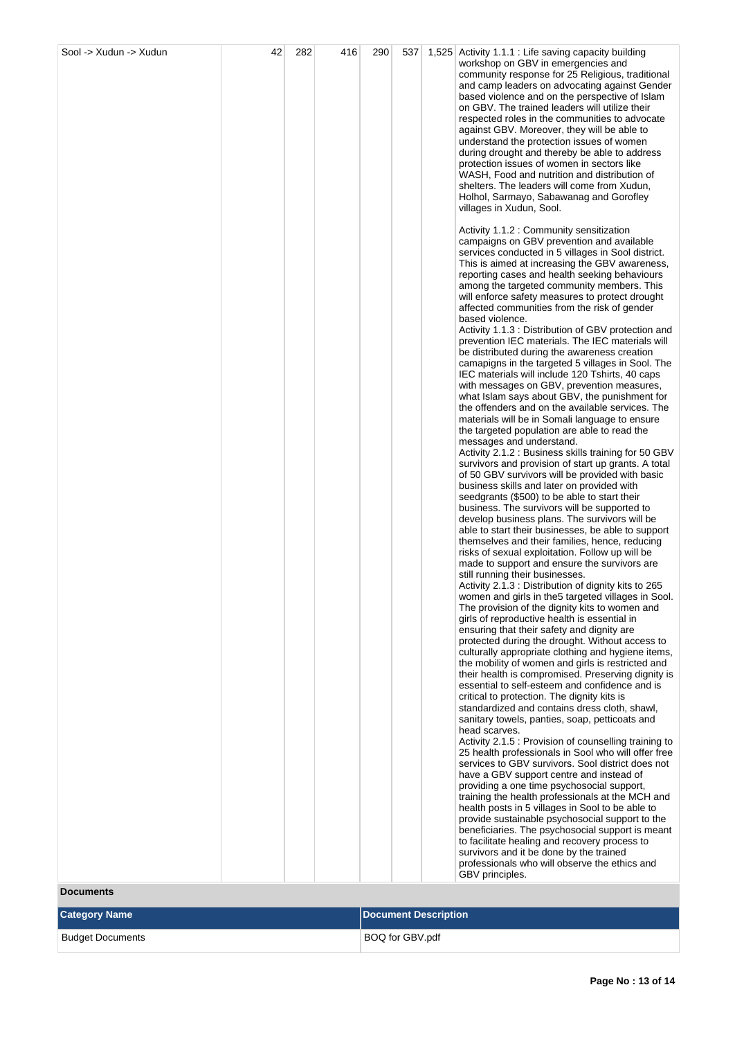| Sool -> Xudun -> Xudun | 42 | 282 | 416 | 290 | 537 | 1,525 | Activity 1.1.1 : Life saving capacity building workshop on GBV in emergencies and community response for 25 Religious, traditional and camp leaders on advocating against Gender based violence and on the perspective of Islam on GBV. The trained leaders will utilize their respected roles in the communities to advocate against GBV. Moreover, they will be able to understand the protection issues of women during drought and thereby be able to address protection issues of women in sectors like WASH, Food and nutrition and distribution of shelters. The leaders will come from Xudun, Holhol, Sarmayo, Sabawanag and Gorofley villages in Xudun, Sool.<br><br>Activity 1.1.2 : Community sensitization campaigns on GBV prevention and available services conducted in 5 villages in Sool district. This is aimed at increasing the GBV awareness, reporting cases and health seeking behaviours among the targeted community members. This will enforce safety measures to protect drought affected communities from the risk of gender based violence.<br>Activity 1.1.3 : Distribution of GBV protection and prevention IEC materials. The IEC materials will be distributed during the awareness creation camapigns in the targeted 5 villages in Sool. The IEC materials will include 120 Tshirts, 40 caps with messages on GBV, prevention measures, what Islam says about GBV, the punishment for the offenders and on the available services. The materials will be in Somali language to ensure the targeted population are able to read the messages and understand.<br>Activity 2.1.2 : Business skills training for 50 GBV survivors and provision of start up grants. A total of 50 GBV survivors will be provided with basic business skills and later on provided with seedgrants ($500) to be able to start their business. The survivors will be supported to develop business plans. The survivors will be able to start their businesses, be able to support themselves and their families, hence, reducing risks of sexual exploitation. Follow up will be made to support and ensure the survivors are still running their businesses.<br>Activity 2.1.3 : Distribution of dignity kits to 265 women and girls in the5 targeted villages in Sool. The provision of the dignity kits to women and girls of reproductive health is essential in ensuring that their safety and dignity are protected during the drought. Without access to culturally appropriate clothing and hygiene items, the mobility of women and girls is restricted and their health is compromised. Preserving dignity is essential to self-esteem and confidence and is critical to protection. The dignity kits is standardized and contains dress cloth, shawl, sanitary towels, panties, soap, petticoats and head scarves.<br>Activity 2.1.5 : Provision of counselling training to 25 health professionals in Sool who will offer free services to GBV survivors. Sool district does not have a GBV support centre and instead of providing a one time psychosocial support, training the health professionals at the MCH and health posts in 5 villages in Sool to be able to provide sustainable psychosocial support to the beneficiaries. The psychosocial support is meant to facilitate healing and recovery process to survivors and it be done by the trained professionals who will observe the ethics and GBV principles. |
|---|---|---|---|---|---|---|---|

**Documents**

| Category Name | Document Description |
|---|---|
| Budget Documents | BOQ for GBV.pdf |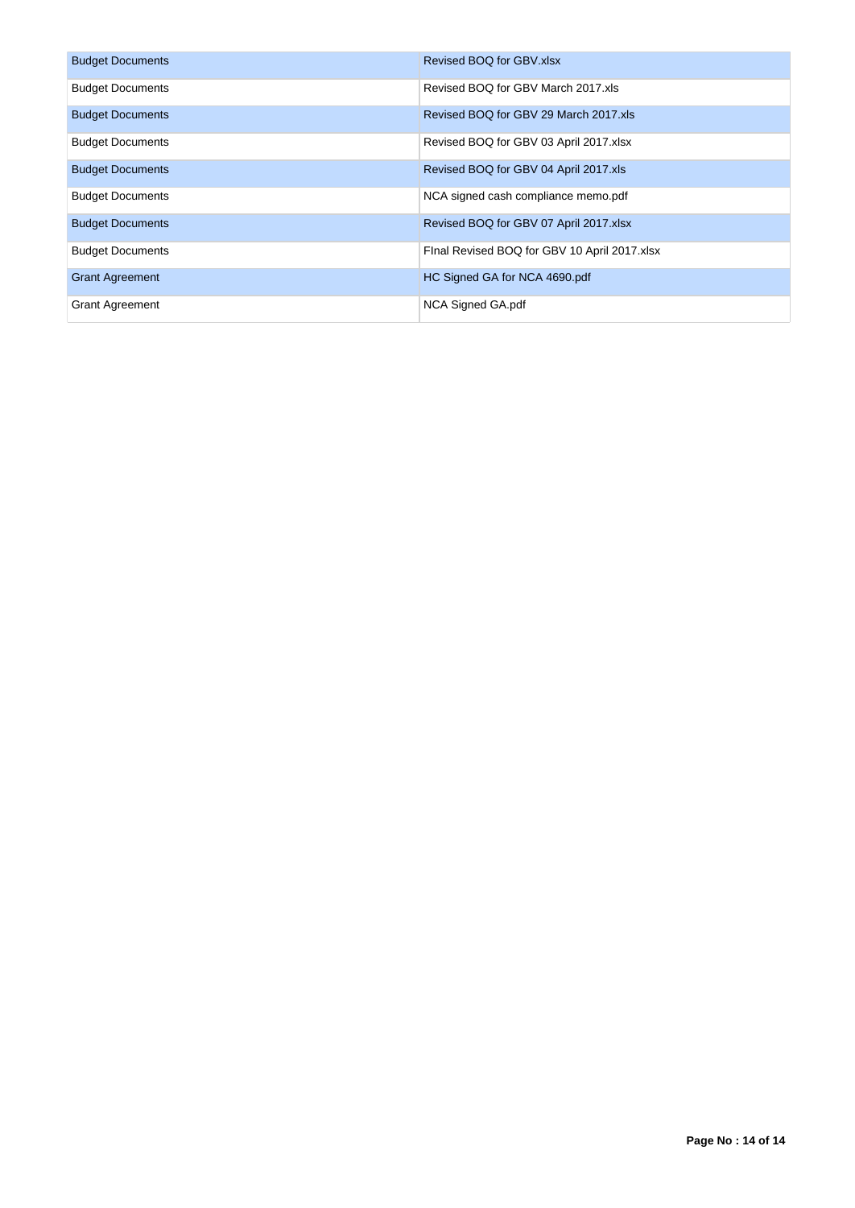| | |
|---|---|
| Budget Documents | Revised BOQ for GBV.xlsx |
| Budget Documents | Revised BOQ for GBV March 2017.xls |
| Budget Documents | Revised BOQ for GBV 29 March 2017.xls |
| Budget Documents | Revised BOQ for GBV 03 April 2017.xlsx |
| Budget Documents | Revised BOQ for GBV 04 April 2017.xls |
| Budget Documents | NCA signed cash compliance memo.pdf |
| Budget Documents | Revised BOQ for GBV 07 April 2017.xlsx |
| Budget Documents | FInal Revised BOQ for GBV 10 April 2017.xlsx |
| Grant Agreement | HC Signed GA for NCA 4690.pdf |
| Grant Agreement | NCA Signed GA.pdf |